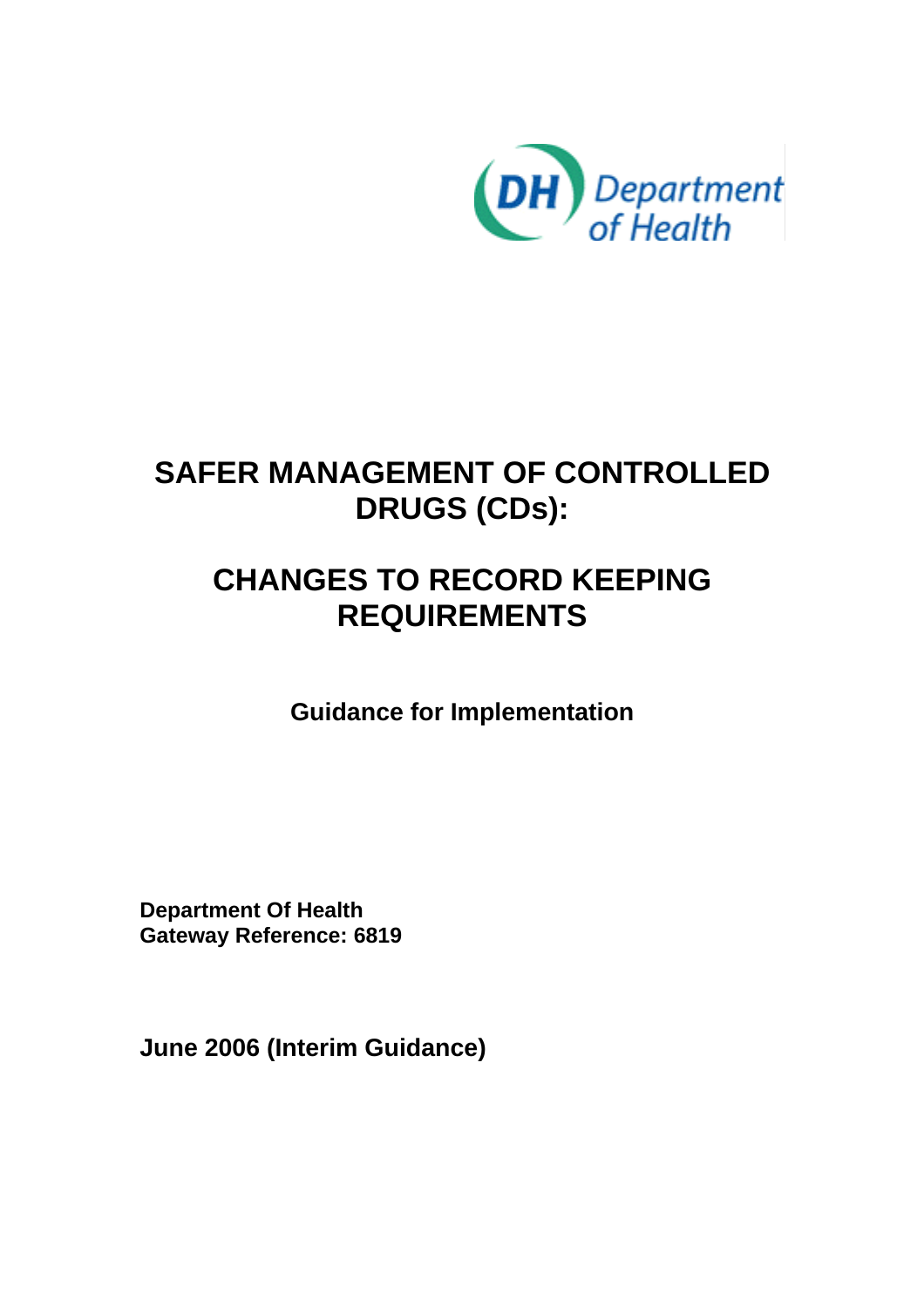# SAFER MANAGEMENT OF CONTROLLED DRUGS (CDs):

# CHANGES TO RECORD KEEPING REQUIREMENTS

**Guidance for Implementation**

**Department Of Health**
**Gateway Reference: 6819**

**June 2006 (Interim Guidance)**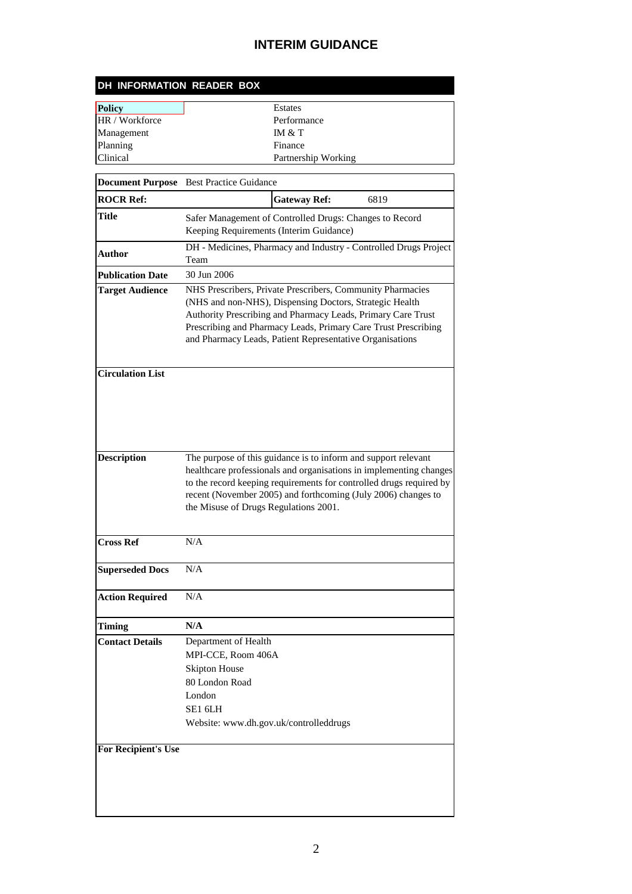## INTERIM GUIDANCE

### DH INFORMATION READER BOX

| | |
|---|---|
| **Policy** | Estates |
| HR / Workforce | Performance |
| Management | IM & T |
| Planning | Finance |
| Clinical | Partnership Working |

| | | | |
|---|---|---|---|
| **Document Purpose** | Best Practice Guidance | | |
| **ROCR Ref:** | | **Gateway Ref:** | 6819 |
| **Title** | Safer Management of Controlled Drugs: Changes to Record Keeping Requirements (Interim Guidance) | | |
| **Author** | DH - Medicines, Pharmacy and Industry - Controlled Drugs Project Team | | |
| **Publication Date** | 30 Jun 2006 | | |
| **Target Audience** | NHS Prescribers, Private Prescribers, Community Pharmacies (NHS and non-NHS), Dispensing Doctors, Strategic Health Authority Prescribing and Pharmacy Leads, Primary Care Trust Prescribing and Pharmacy Leads, Primary Care Trust Prescribing and Pharmacy Leads, Patient Representative Organisations | | |
| **Circulation List** | | | |
| **Description** | The purpose of this guidance is to inform and support relevant healthcare professionals and organisations in implementing changes to the record keeping requirements for controlled drugs required by recent (November 2005) and forthcoming (July 2006) changes to the Misuse of Drugs Regulations 2001. | | |
| **Cross Ref** | N/A | | |
| **Superseded Docs** | N/A | | |
| **Action Required** | N/A | | |
| **Timing** | **N/A** | | |
| **Contact Details** | Department of Health<br>MPI-CCE, Room 406A<br>Skipton House<br>80 London Road<br>London<br>SE1 6LH<br>Website: www.dh.gov.uk/controlleddrugs | | |
| **For Recipient's Use** | | | |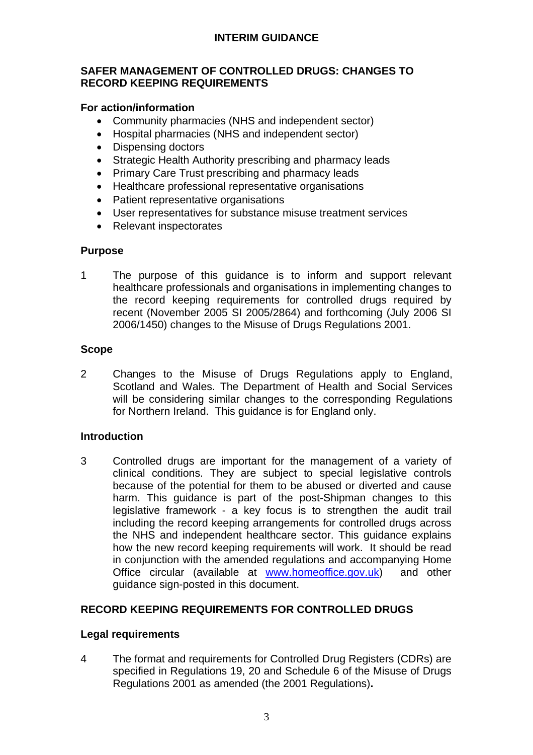## INTERIM GUIDANCE

### SAFER MANAGEMENT OF CONTROLLED DRUGS: CHANGES TO RECORD KEEPING REQUIREMENTS

**For action/information**

- Community pharmacies (NHS and independent sector)
- Hospital pharmacies (NHS and independent sector)
- Dispensing doctors
- Strategic Health Authority prescribing and pharmacy leads
- Primary Care Trust prescribing and pharmacy leads
- Healthcare professional representative organisations
- Patient representative organisations
- User representatives for substance misuse treatment services
- Relevant inspectorates

**Purpose**

1 The purpose of this guidance is to inform and support relevant healthcare professionals and organisations in implementing changes to the record keeping requirements for controlled drugs required by recent (November 2005 SI 2005/2864) and forthcoming (July 2006 SI 2006/1450) changes to the Misuse of Drugs Regulations 2001.

**Scope**

2 Changes to the Misuse of Drugs Regulations apply to England, Scotland and Wales. The Department of Health and Social Services will be considering similar changes to the corresponding Regulations for Northern Ireland. This guidance is for England only.

**Introduction**

3 Controlled drugs are important for the management of a variety of clinical conditions. They are subject to special legislative controls because of the potential for them to be abused or diverted and cause harm. This guidance is part of the post-Shipman changes to this legislative framework - a key focus is to strengthen the audit trail including the record keeping arrangements for controlled drugs across the NHS and independent healthcare sector. This guidance explains how the new record keeping requirements will work. It should be read in conjunction with the amended regulations and accompanying Home Office circular (available at www.homeoffice.gov.uk) and other guidance sign-posted in this document.

### RECORD KEEPING REQUIREMENTS FOR CONTROLLED DRUGS

**Legal requirements**

4 The format and requirements for Controlled Drug Registers (CDRs) are specified in Regulations 19, 20 and Schedule 6 of the Misuse of Drugs Regulations 2001 as amended (the 2001 Regulations).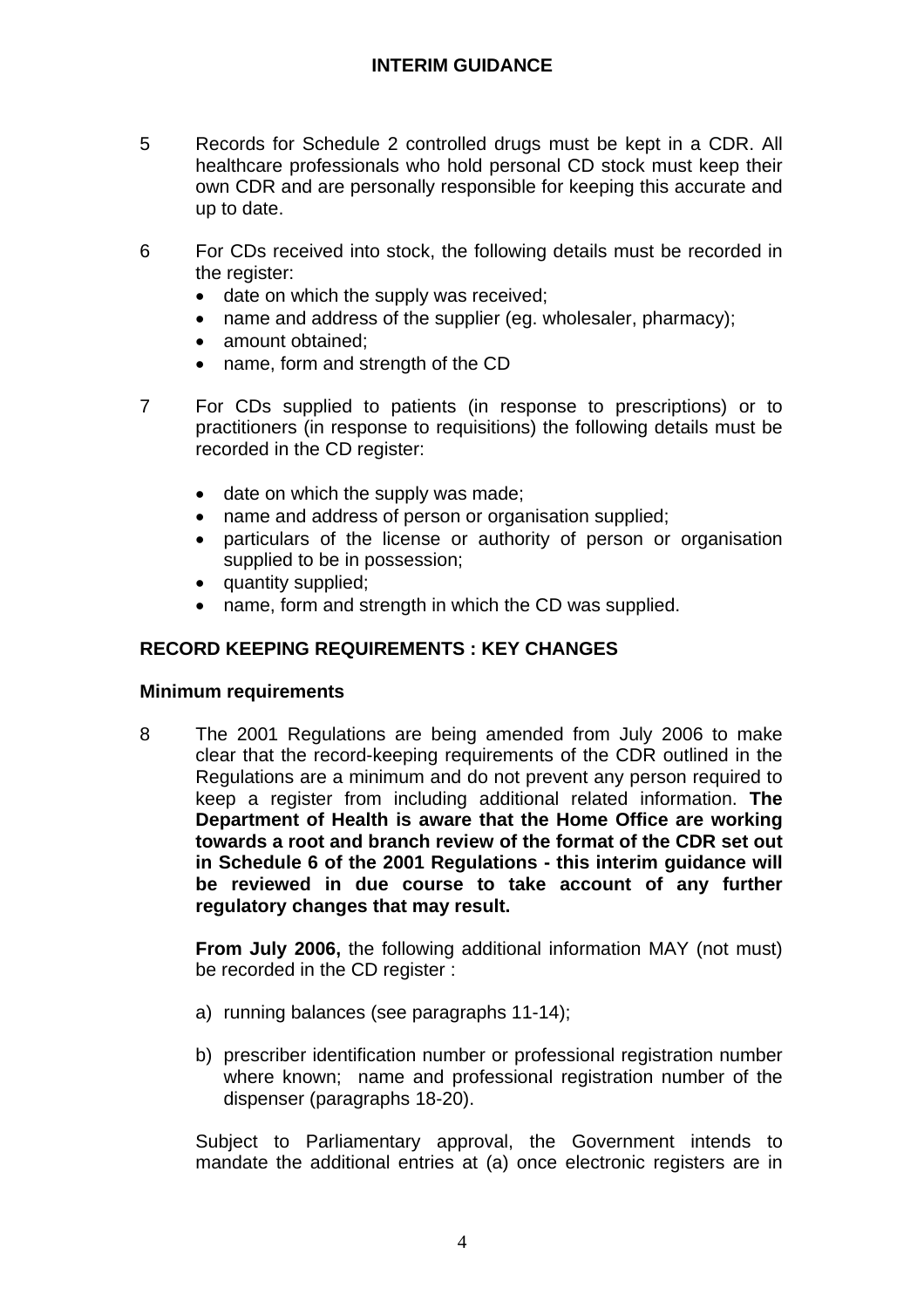5 Records for Schedule 2 controlled drugs must be kept in a CDR. All healthcare professionals who hold personal CD stock must keep their own CDR and are personally responsible for keeping this accurate and up to date.

6 For CDs received into stock, the following details must be recorded in the register:

- date on which the supply was received;
- name and address of the supplier (eg. wholesaler, pharmacy);
- amount obtained;
- name, form and strength of the CD

7 For CDs supplied to patients (in response to prescriptions) or to practitioners (in response to requisitions) the following details must be recorded in the CD register:

- date on which the supply was made;
- name and address of person or organisation supplied;
- particulars of the license or authority of person or organisation supplied to be in possession;
- quantity supplied;
- name, form and strength in which the CD was supplied.

## RECORD KEEPING REQUIREMENTS : KEY CHANGES

### Minimum requirements

8 The 2001 Regulations are being amended from July 2006 to make clear that the record-keeping requirements of the CDR outlined in the Regulations are a minimum and do not prevent any person required to keep a register from including additional related information. **The Department of Health is aware that the Home Office are working towards a root and branch review of the format of the CDR set out in Schedule 6 of the 2001 Regulations - this interim guidance will be reviewed in due course to take account of any further regulatory changes that may result.**

**From July 2006,** the following additional information MAY (not must) be recorded in the CD register :

a) running balances (see paragraphs 11-14);

b) prescriber identification number or professional registration number where known; name and professional registration number of the dispenser (paragraphs 18-20).

Subject to Parliamentary approval, the Government intends to mandate the additional entries at (a) once electronic registers are in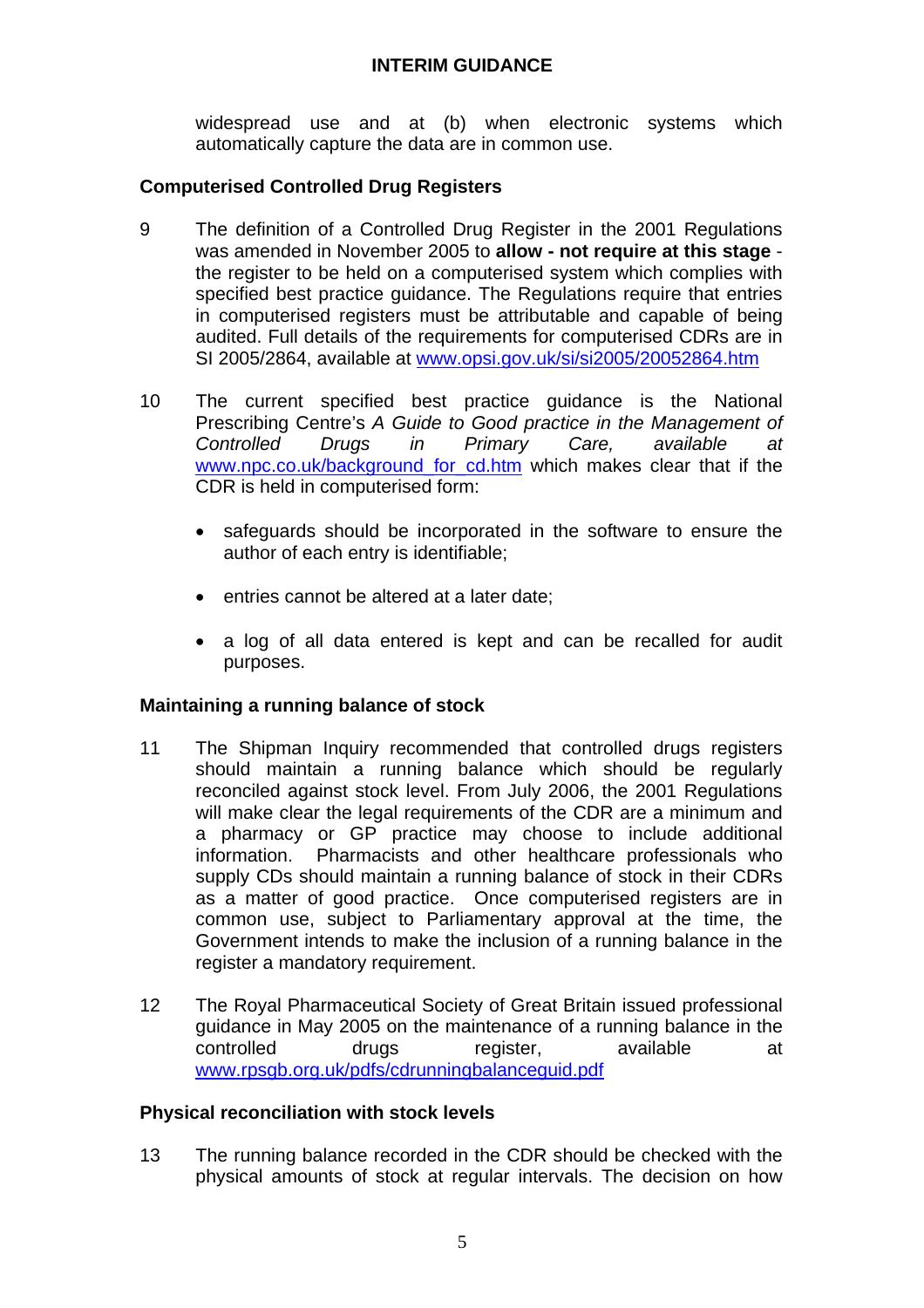widespread use and at (b) when electronic systems which automatically capture the data are in common use.

### Computerised Controlled Drug Registers

9 The definition of a Controlled Drug Register in the 2001 Regulations was amended in November 2005 to **allow - not require at this stage** - the register to be held on a computerised system which complies with specified best practice guidance. The Regulations require that entries in computerised registers must be attributable and capable of being audited. Full details of the requirements for computerised CDRs are in SI 2005/2864, available at www.opsi.gov.uk/si/si2005/20052864.htm

10 The current specified best practice guidance is the National Prescribing Centre's *A Guide to Good practice in the Management of Controlled Drugs in Primary Care, available at* www.npc.co.uk/background_for_cd.htm which makes clear that if the CDR is held in computerised form:

- safeguards should be incorporated in the software to ensure the author of each entry is identifiable;
- entries cannot be altered at a later date;
- a log of all data entered is kept and can be recalled for audit purposes.

### Maintaining a running balance of stock

11 The Shipman Inquiry recommended that controlled drugs registers should maintain a running balance which should be regularly reconciled against stock level. From July 2006, the 2001 Regulations will make clear the legal requirements of the CDR are a minimum and a pharmacy or GP practice may choose to include additional information. Pharmacists and other healthcare professionals who supply CDs should maintain a running balance of stock in their CDRs as a matter of good practice. Once computerised registers are in common use, subject to Parliamentary approval at the time, the Government intends to make the inclusion of a running balance in the register a mandatory requirement.

12 The Royal Pharmaceutical Society of Great Britain issued professional guidance in May 2005 on the maintenance of a running balance in the controlled drugs register, available at www.rpsgb.org.uk/pdfs/cdrunningbalanceguid.pdf

### Physical reconciliation with stock levels

13 The running balance recorded in the CDR should be checked with the physical amounts of stock at regular intervals. The decision on how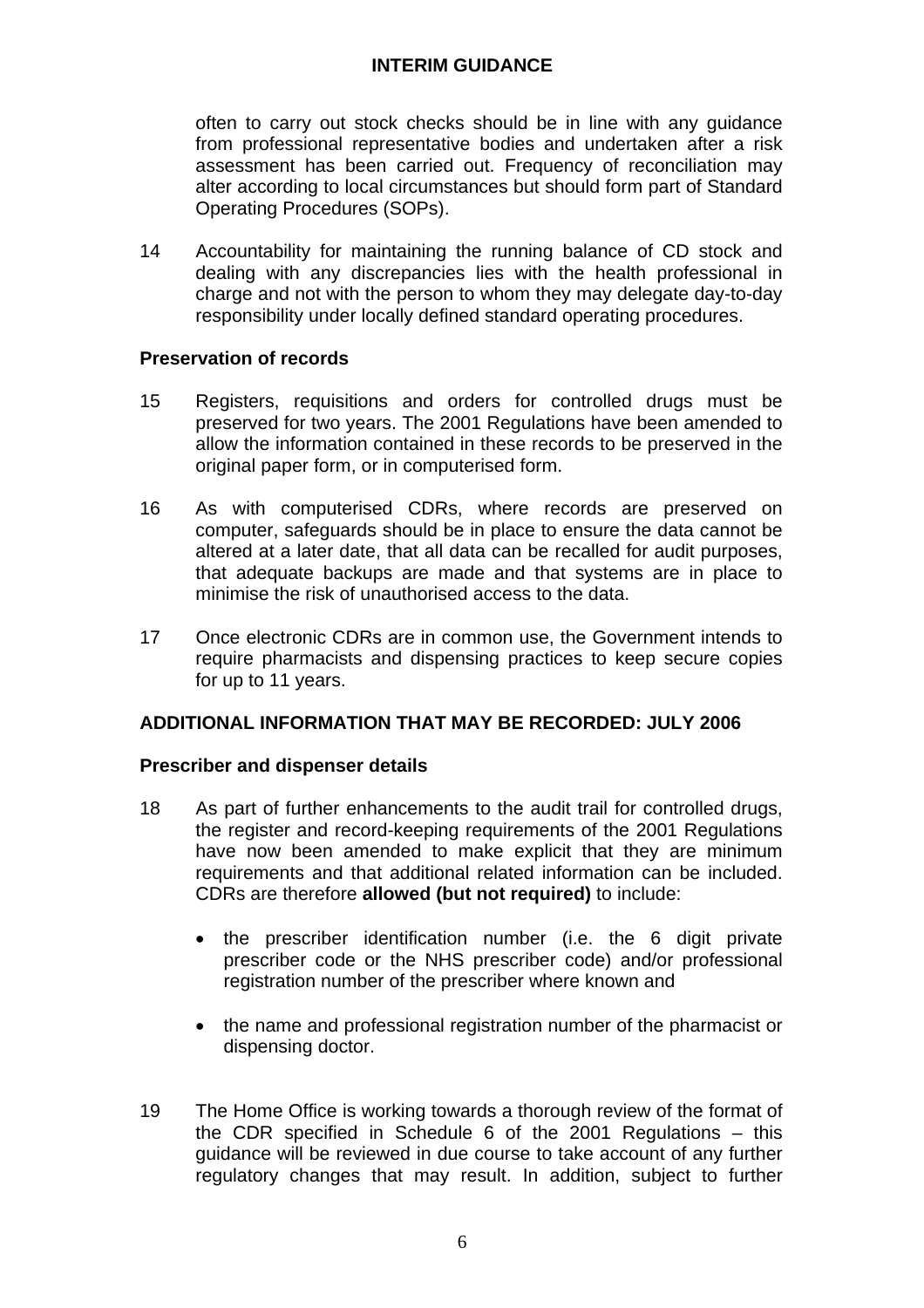often to carry out stock checks should be in line with any guidance from professional representative bodies and undertaken after a risk assessment has been carried out. Frequency of reconciliation may alter according to local circumstances but should form part of Standard Operating Procedures (SOPs).

14 Accountability for maintaining the running balance of CD stock and dealing with any discrepancies lies with the health professional in charge and not with the person to whom they may delegate day-to-day responsibility under locally defined standard operating procedures.

### Preservation of records

15 Registers, requisitions and orders for controlled drugs must be preserved for two years. The 2001 Regulations have been amended to allow the information contained in these records to be preserved in the original paper form, or in computerised form.

16 As with computerised CDRs, where records are preserved on computer, safeguards should be in place to ensure the data cannot be altered at a later date, that all data can be recalled for audit purposes, that adequate backups are made and that systems are in place to minimise the risk of unauthorised access to the data.

17 Once electronic CDRs are in common use, the Government intends to require pharmacists and dispensing practices to keep secure copies for up to 11 years.

## ADDITIONAL INFORMATION THAT MAY BE RECORDED: JULY 2006

### Prescriber and dispenser details

18 As part of further enhancements to the audit trail for controlled drugs, the register and record-keeping requirements of the 2001 Regulations have now been amended to make explicit that they are minimum requirements and that additional related information can be included. CDRs are therefore **allowed (but not required)** to include:

- the prescriber identification number (i.e. the 6 digit private prescriber code or the NHS prescriber code) and/or professional registration number of the prescriber where known and
- the name and professional registration number of the pharmacist or dispensing doctor.

19 The Home Office is working towards a thorough review of the format of the CDR specified in Schedule 6 of the 2001 Regulations – this guidance will be reviewed in due course to take account of any further regulatory changes that may result. In addition, subject to further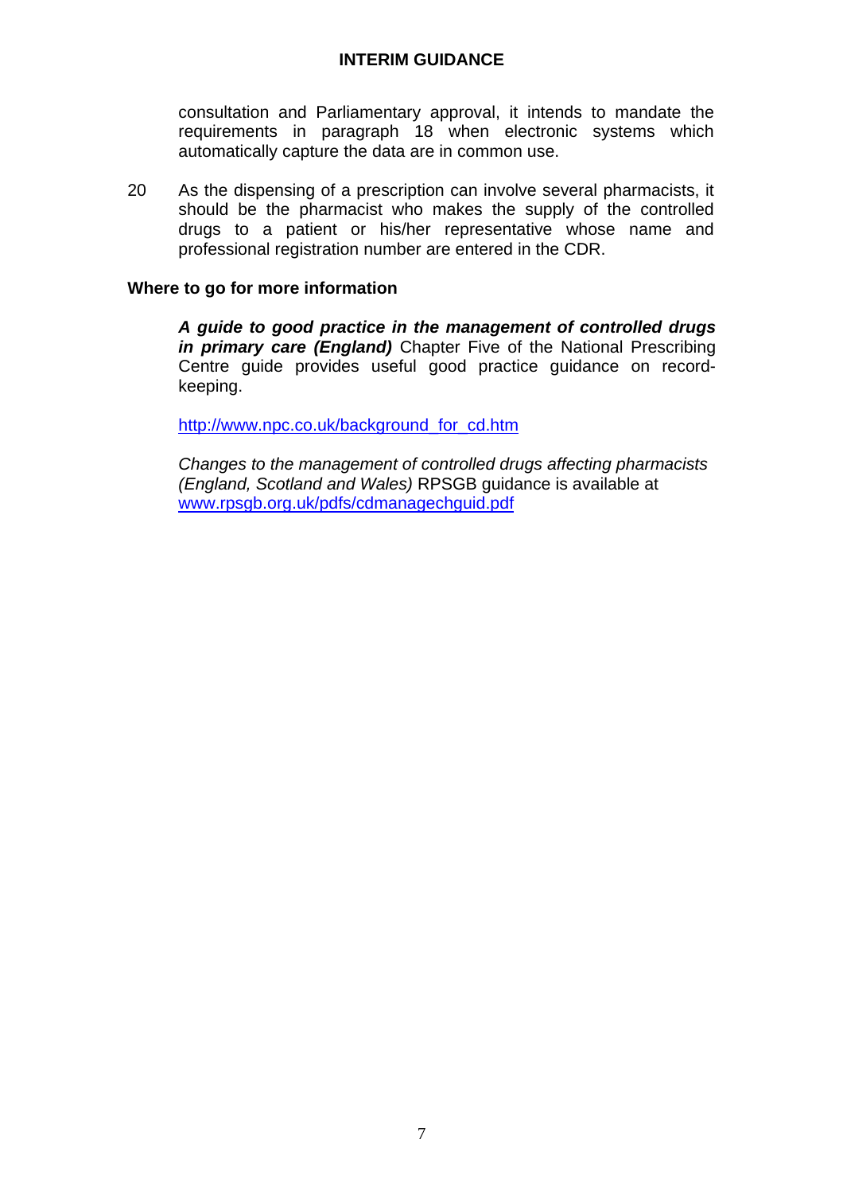consultation and Parliamentary approval, it intends to mandate the requirements in paragraph 18 when electronic systems which automatically capture the data are in common use.

20 As the dispensing of a prescription can involve several pharmacists, it should be the pharmacist who makes the supply of the controlled drugs to a patient or his/her representative whose name and professional registration number are entered in the CDR.

**Where to go for more information**

***A guide to good practice in the management of controlled drugs in primary care (England)*** Chapter Five of the National Prescribing Centre guide provides useful good practice guidance on record-keeping.

http://www.npc.co.uk/background_for_cd.htm

*Changes to the management of controlled drugs affecting pharmacists (England, Scotland and Wales)* RPSGB guidance is available at www.rpsgb.org.uk/pdfs/cdmanagechguid.pdf